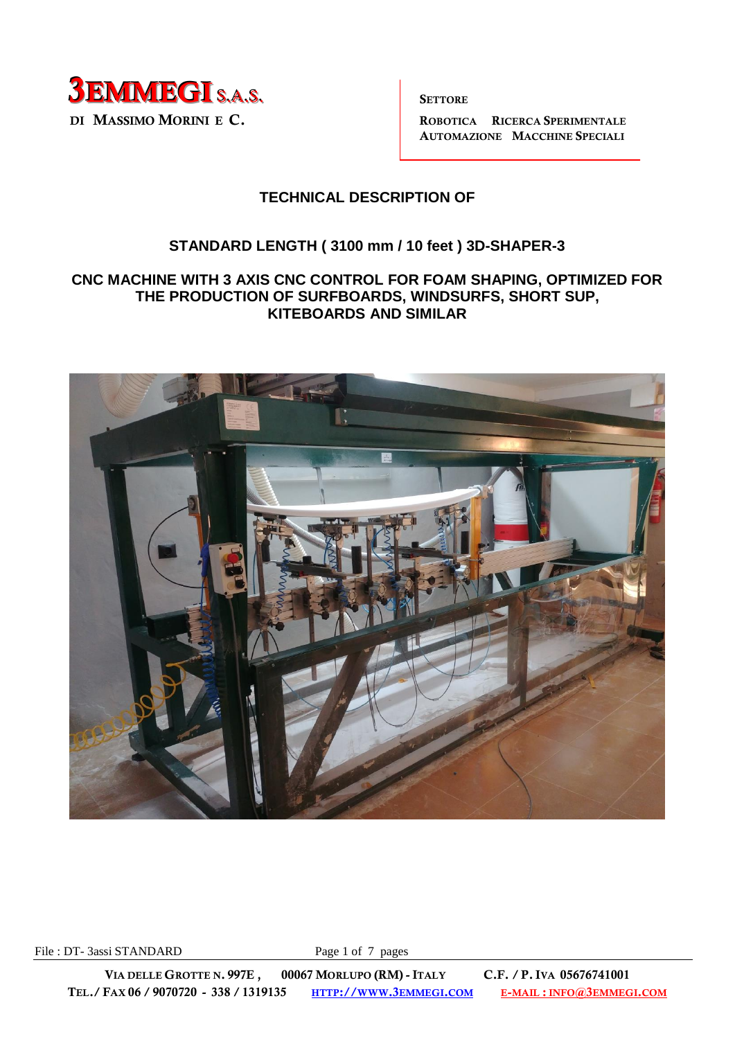**3EMMEGI S.A.S.**

DI MASSIMO MORINI E C.

SETTORE

ROBOTICA RICERCA SPERIMENTALE
AUTOMAZIONE MACCHINE SPECIALI

# TECHNICAL DESCRIPTION OF

## STANDARD LENGTH ( 3100 mm / 10 feet ) 3D-SHAPER-3

## CNC MACHINE WITH 3 AXIS CNC CONTROL FOR FOAM SHAPING, OPTIMIZED FOR THE PRODUCTION OF SURFBOARDS, WINDSURFS, SHORT SUP, KITEBOARDS AND SIMILAR

File : DT- 3assi STANDARD

VIA DELLE GROTTE N. 997E , 00067 MORLUPO (RM) - ITALY C.F. / P. IVA 05676741001
TEL./ FAX 06 / 9070720 - 338 / 1319135 HTTP://WWW.3EMMEGI.COM E-MAIL : INFO@3EMMEGI.COM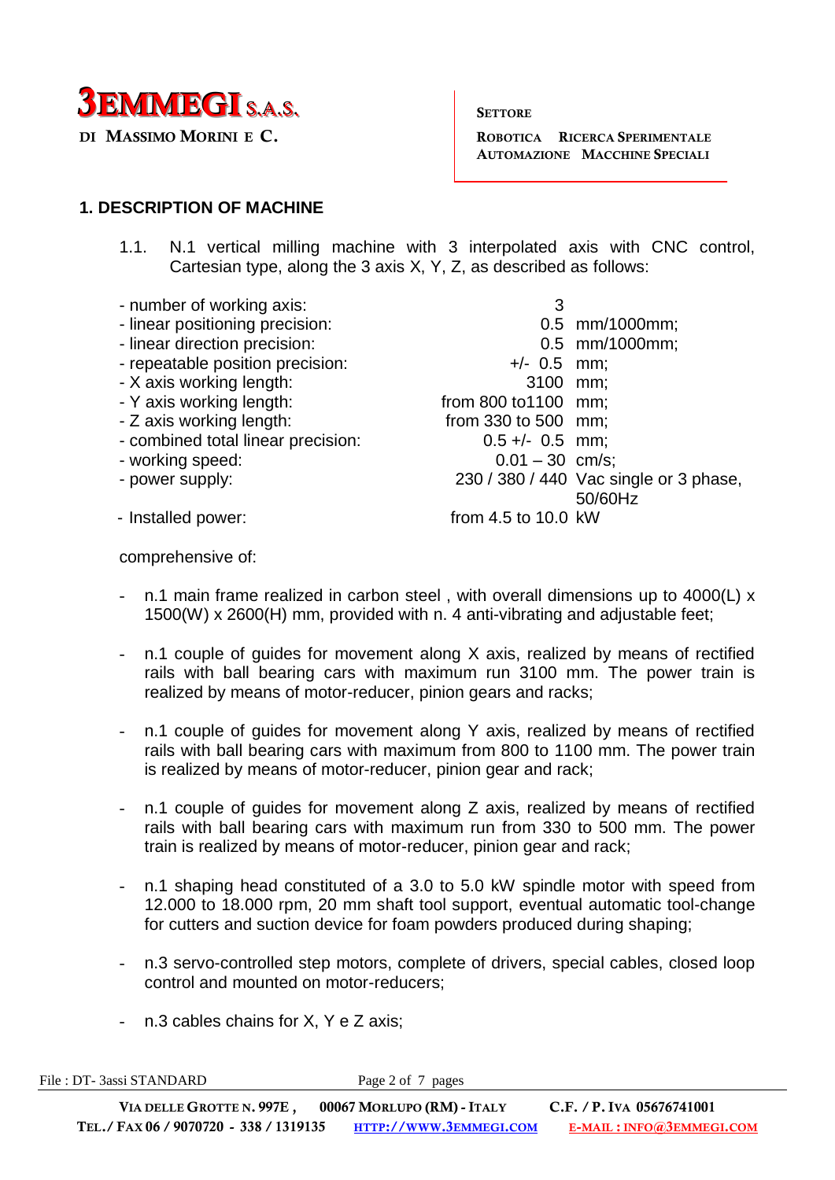## 1. DESCRIPTION OF MACHINE

1.1. N.1 vertical milling machine with 3 interpolated axis with CNC control, Cartesian type, along the 3 axis X, Y, Z, as described as follows:

| | | |
|---|---|---|
| - number of working axis: | 3 | |
| - linear positioning precision: | 0.5 | mm/1000mm; |
| - linear direction precision: | 0.5 | mm/1000mm; |
| - repeatable position precision: | +/- 0.5 | mm; |
| - X axis working length: | 3100 | mm; |
| - Y axis working length: | from 800 to1100 | mm; |
| - Z axis working length: | from 330 to 500 | mm; |
| - combined total linear precision: | 0.5 +/- 0.5 | mm; |
| - working speed: | 0.01 – 30 | cm/s; |
| - power supply: | 230 / 380 / 440 | Vac single or 3 phase, 50/60Hz |
| - Installed power: | from 4.5 to 10.0 | kW |

comprehensive of:

- n.1 main frame realized in carbon steel , with overall dimensions up to 4000(L) x 1500(W) x 2600(H) mm, provided with n. 4 anti-vibrating and adjustable feet;
- n.1 couple of guides for movement along X axis, realized by means of rectified rails with ball bearing cars with maximum run 3100 mm. The power train is realized by means of motor-reducer, pinion gears and racks;
- n.1 couple of guides for movement along Y axis, realized by means of rectified rails with ball bearing cars with maximum from 800 to 1100 mm. The power train is realized by means of motor-reducer, pinion gear and rack;
- n.1 couple of guides for movement along Z axis, realized by means of rectified rails with ball bearing cars with maximum run from 330 to 500 mm. The power train is realized by means of motor-reducer, pinion gear and rack;
- n.1 shaping head constituted of a 3.0 to 5.0 kW spindle motor with speed from 12.000 to 18.000 rpm, 20 mm shaft tool support, eventual automatic tool-change for cutters and suction device for foam powders produced during shaping;
- n.3 servo-controlled step motors, complete of drivers, special cables, closed loop control and mounted on motor-reducers;
- n.3 cables chains for X, Y e Z axis;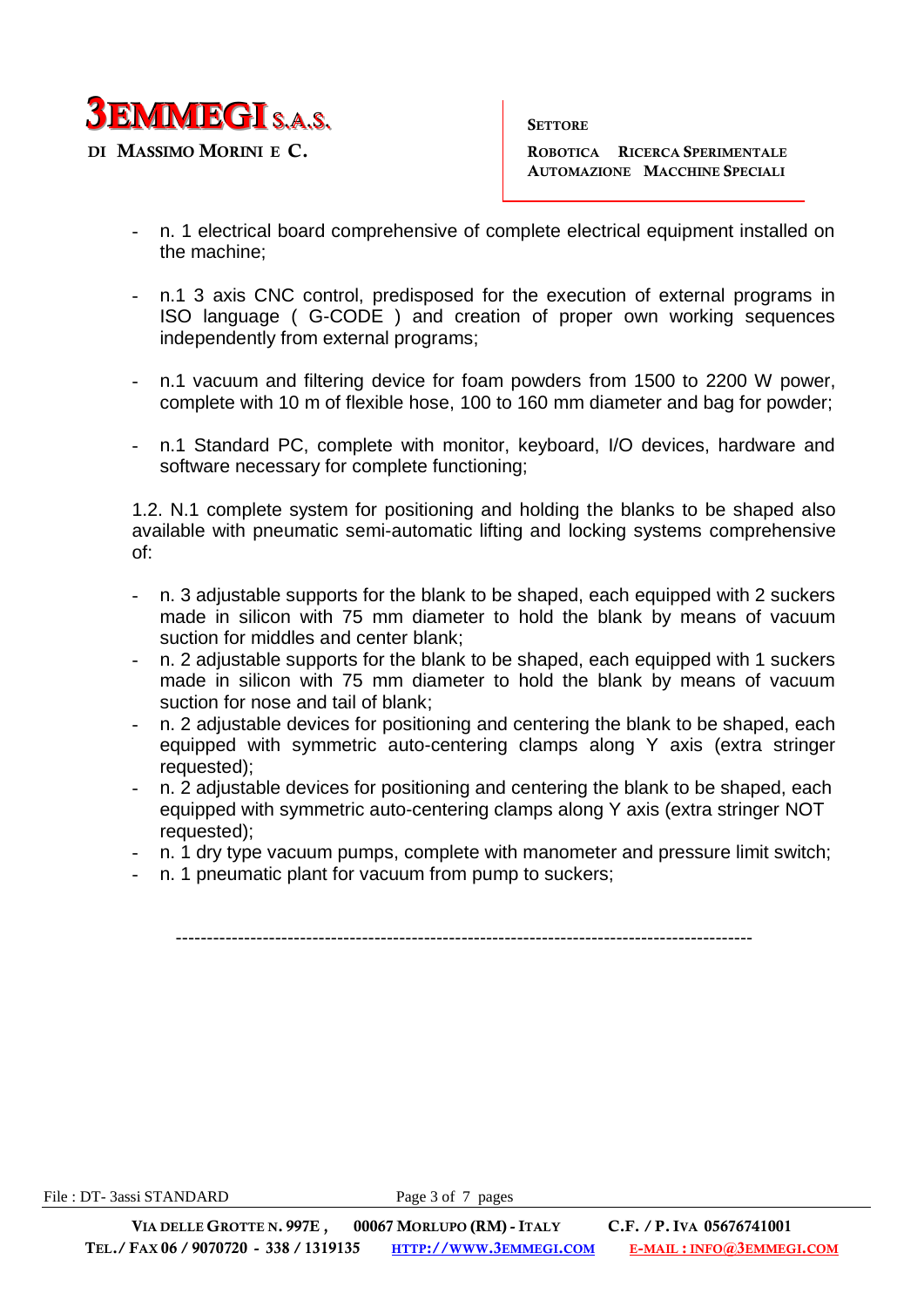- n. 1 electrical board comprehensive of complete electrical equipment installed on the machine;

- n.1 3 axis CNC control, predisposed for the execution of external programs in ISO language ( G-CODE ) and creation of proper own working sequences independently from external programs;

- n.1 vacuum and filtering device for foam powders from 1500 to 2200 W power, complete with 10 m of flexible hose, 100 to 160 mm diameter and bag for powder;

- n.1 Standard PC, complete with monitor, keyboard, I/O devices, hardware and software necessary for complete functioning;

1.2. N.1 complete system for positioning and holding the blanks to be shaped also available with pneumatic semi-automatic lifting and locking systems comprehensive of:

- n. 3 adjustable supports for the blank to be shaped, each equipped with 2 suckers made in silicon with 75 mm diameter to hold the blank by means of vacuum suction for middles and center blank;
- n. 2 adjustable supports for the blank to be shaped, each equipped with 1 suckers made in silicon with 75 mm diameter to hold the blank by means of vacuum suction for nose and tail of blank;
- n. 2 adjustable devices for positioning and centering the blank to be shaped, each equipped with symmetric auto-centering clamps along Y axis (extra stringer requested);
- n. 2 adjustable devices for positioning and centering the blank to be shaped, each equipped with symmetric auto-centering clamps along Y axis (extra stringer NOT requested);
- n. 1 dry type vacuum pumps, complete with manometer and pressure limit switch;
- n. 1 pneumatic plant for vacuum from pump to suckers;

---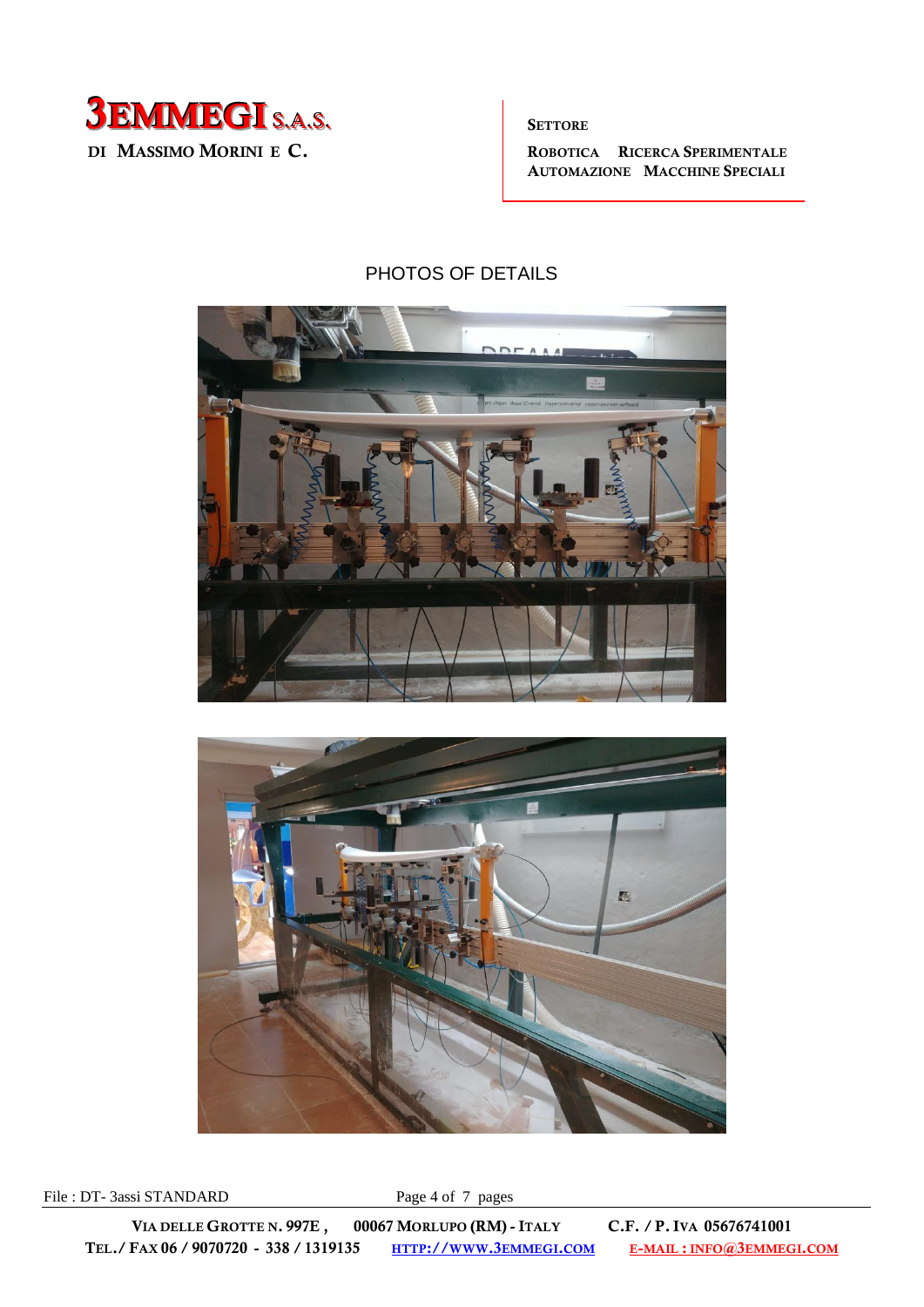# PHOTOS OF DETAILS